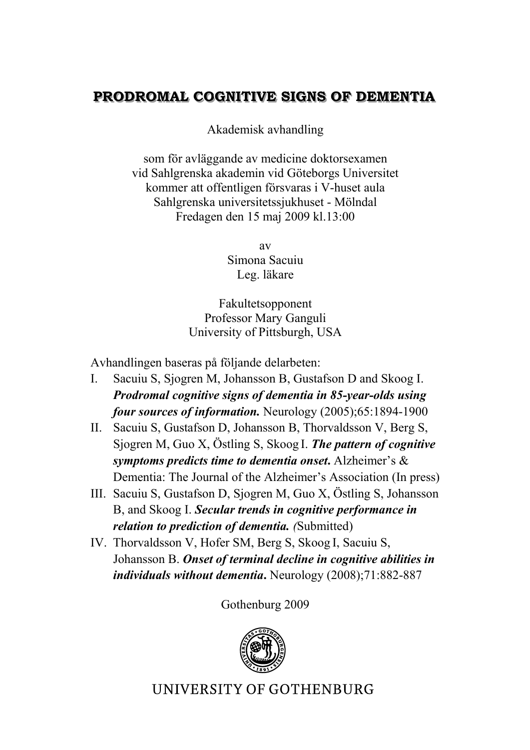# PRODROMAL COGNITIVE SIGNS OF DEMENTIA

Akademisk avhandling

som för avläggande av medicine doktorsexamen
vid Sahlgrenska akademin vid Göteborgs Universitet
kommer att offentligen försvaras i V-huset aula
Sahlgrenska universitetssjukhuset - Mölndal
Fredagen den 15 maj 2009 kl.13:00

av
Simona Sacuiu
Leg. läkare

Fakultetsopponent
Professor Mary Ganguli
University of Pittsburgh, USA

Avhandlingen baseras på följande delarbeten:

I. Sacuiu S, Sjogren M, Johansson B, Gustafson D and Skoog I. ***Prodromal cognitive signs of dementia in 85-year-olds using four sources of information.*** Neurology (2005);65:1894-1900
II. Sacuiu S, Gustafson D, Johansson B, Thorvaldsson V, Berg S, Sjogren M, Guo X, Östling S, Skoog I. ***The pattern of cognitive symptoms predicts time to dementia onset.*** Alzheimer's & Dementia: The Journal of the Alzheimer's Association (In press)
III. Sacuiu S, Gustafson D, Sjogren M, Guo X, Östling S, Johansson B, and Skoog I. ***Secular trends in cognitive performance in relation to prediction of dementia.*** *(*Submitted)
IV. Thorvaldsson V, Hofer SM, Berg S, Skoog I, Sacuiu S, Johansson B. ***Onset of terminal decline in cognitive abilities in individuals without dementia.*** Neurology (2008);71:882-887

Gothenburg 2009

UNIVERSITY OF GOTHENBURG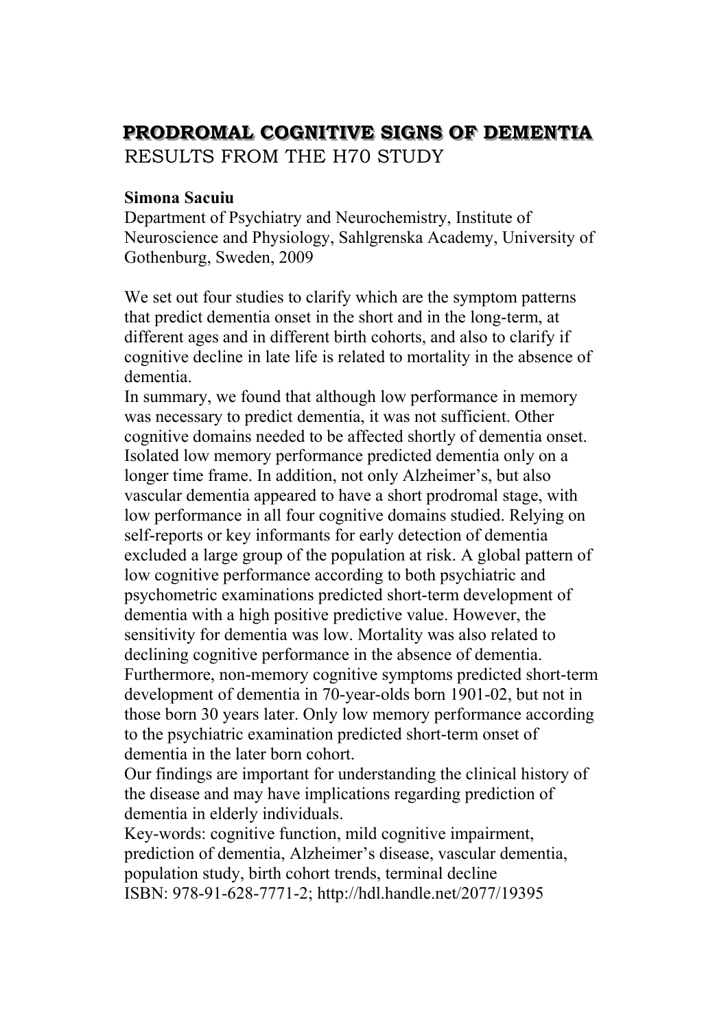# PRODROMAL COGNITIVE SIGNS OF DEMENTIA

## RESULTS FROM THE H70 STUDY

**Simona Sacuiu**

Department of Psychiatry and Neurochemistry, Institute of Neuroscience and Physiology, Sahlgrenska Academy, University of Gothenburg, Sweden, 2009

We set out four studies to clarify which are the symptom patterns that predict dementia onset in the short and in the long-term, at different ages and in different birth cohorts, and also to clarify if cognitive decline in late life is related to mortality in the absence of dementia.

In summary, we found that although low performance in memory was necessary to predict dementia, it was not sufficient. Other cognitive domains needed to be affected shortly of dementia onset. Isolated low memory performance predicted dementia only on a longer time frame. In addition, not only Alzheimer's, but also vascular dementia appeared to have a short prodromal stage, with low performance in all four cognitive domains studied. Relying on self-reports or key informants for early detection of dementia excluded a large group of the population at risk. A global pattern of low cognitive performance according to both psychiatric and psychometric examinations predicted short-term development of dementia with a high positive predictive value. However, the sensitivity for dementia was low. Mortality was also related to declining cognitive performance in the absence of dementia. Furthermore, non-memory cognitive symptoms predicted short-term development of dementia in 70-year-olds born 1901-02, but not in those born 30 years later. Only low memory performance according to the psychiatric examination predicted short-term onset of dementia in the later born cohort.

Our findings are important for understanding the clinical history of the disease and may have implications regarding prediction of dementia in elderly individuals.

Key-words: cognitive function, mild cognitive impairment, prediction of dementia, Alzheimer's disease, vascular dementia, population study, birth cohort trends, terminal decline

ISBN: 978-91-628-7771-2; http://hdl.handle.net/2077/19395